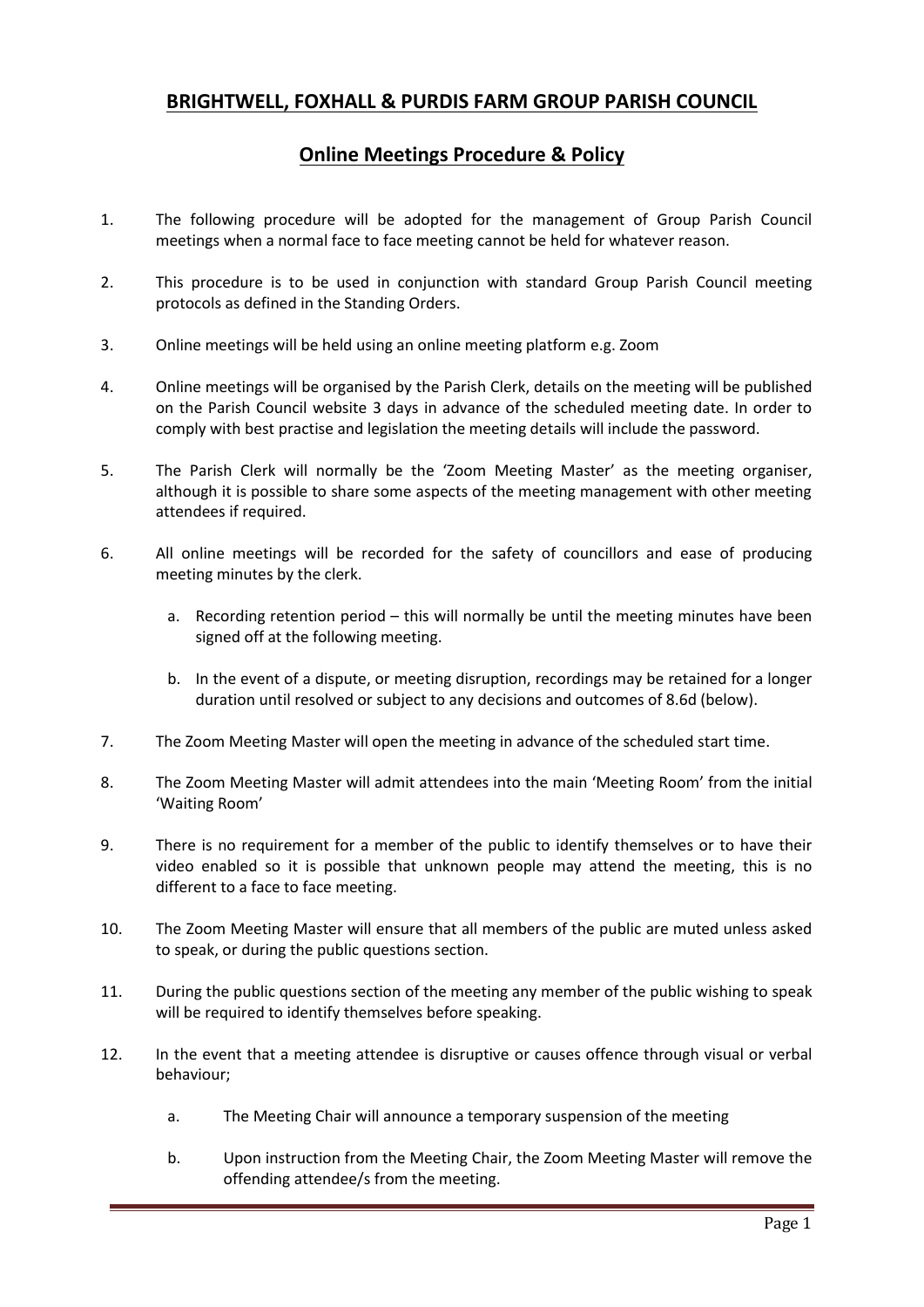# BRIGHTWELL, FOXHALL & PURDIS FARM GROUP PARISH COUNCIL

## Online Meetings Procedure & Policy

1. The following procedure will be adopted for the management of Group Parish Council meetings when a normal face to face meeting cannot be held for whatever reason.

2. This procedure is to be used in conjunction with standard Group Parish Council meeting protocols as defined in the Standing Orders.

3. Online meetings will be held using an online meeting platform e.g. Zoom

4. Online meetings will be organised by the Parish Clerk, details on the meeting will be published on the Parish Council website 3 days in advance of the scheduled meeting date. In order to comply with best practise and legislation the meeting details will include the password.

5. The Parish Clerk will normally be the 'Zoom Meeting Master' as the meeting organiser, although it is possible to share some aspects of the meeting management with other meeting attendees if required.

6. All online meetings will be recorded for the safety of councillors and ease of producing meeting minutes by the clerk.

   a. Recording retention period – this will normally be until the meeting minutes have been signed off at the following meeting.

   b. In the event of a dispute, or meeting disruption, recordings may be retained for a longer duration until resolved or subject to any decisions and outcomes of 8.6d (below).

7. The Zoom Meeting Master will open the meeting in advance of the scheduled start time.

8. The Zoom Meeting Master will admit attendees into the main 'Meeting Room' from the initial 'Waiting Room'

9. There is no requirement for a member of the public to identify themselves or to have their video enabled so it is possible that unknown people may attend the meeting, this is no different to a face to face meeting.

10. The Zoom Meeting Master will ensure that all members of the public are muted unless asked to speak, or during the public questions section.

11. During the public questions section of the meeting any member of the public wishing to speak will be required to identify themselves before speaking.

12. In the event that a meeting attendee is disruptive or causes offence through visual or verbal behaviour;

    a. The Meeting Chair will announce a temporary suspension of the meeting

    b. Upon instruction from the Meeting Chair, the Zoom Meeting Master will remove the offending attendee/s from the meeting.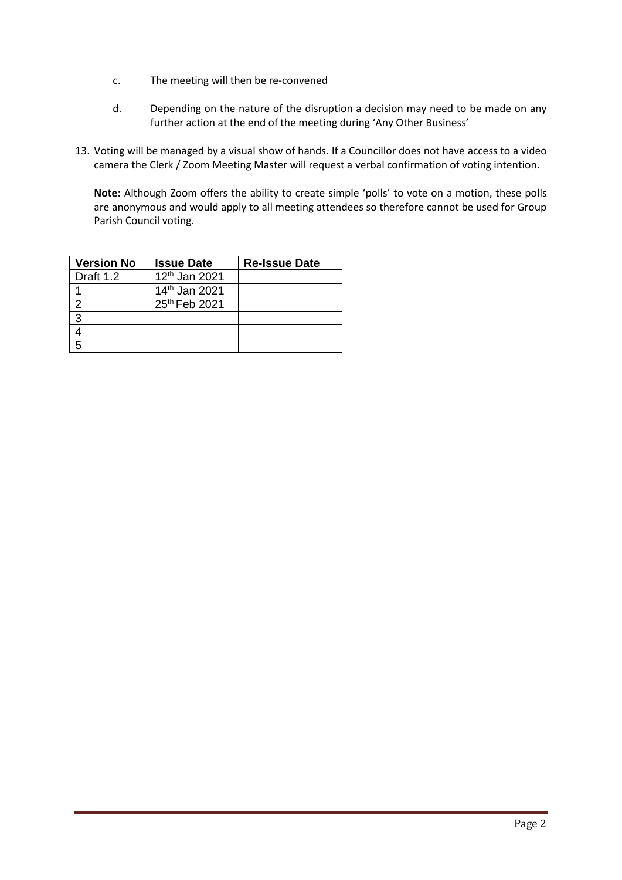c. The meeting will then be re-convened

d. Depending on the nature of the disruption a decision may need to be made on any further action at the end of the meeting during 'Any Other Business'

13. Voting will be managed by a visual show of hands. If a Councillor does not have access to a video camera the Clerk / Zoom Meeting Master will request a verbal confirmation of voting intention.

    **Note:** Although Zoom offers the ability to create simple 'polls' to vote on a motion, these polls are anonymous and would apply to all meeting attendees so therefore cannot be used for Group Parish Council voting.

| Version No | Issue Date | Re-Issue Date |
|---|---|---|
| Draft 1.2 | 12th Jan 2021 | |
| 1 | 14th Jan 2021 | |
| 2 | 25th Feb 2021 | |
| 3 | | |
| 4 | | |
| 5 | | |